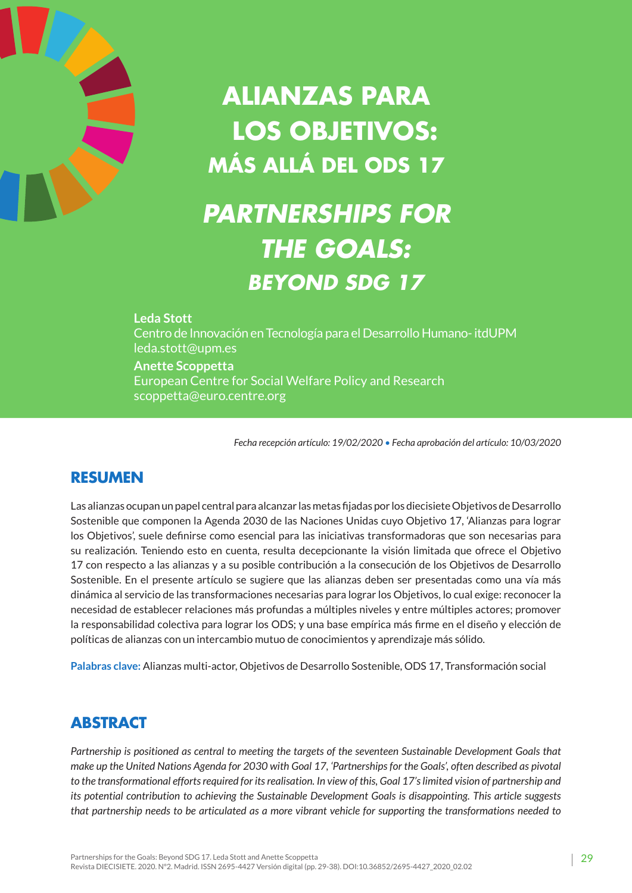# ALIANZAS PARA LOS OBJETIVOS: MÁS ALLÁ DEL ODS 17

# *PARTNERSHIPS FOR THE GOALS: BEYOND SDG 17*

**Leda Stott**
Centro de Innovación en Tecnología para el Desarrollo Humano- itdUPM
leda.stott@upm.es

**Anette Scoppetta**
European Centre for Social Welfare Policy and Research
scoppetta@euro.centre.org

*Fecha recepción artículo: 19/02/2020 • Fecha aprobación del artículo: 10/03/2020*

## RESUMEN

Las alianzas ocupan un papel central para alcanzar las metas fijadas por los diecisiete Objetivos de Desarrollo Sostenible que componen la Agenda 2030 de las Naciones Unidas cuyo Objetivo 17, 'Alianzas para lograr los Objetivos', suele definirse como esencial para las iniciativas transformadoras que son necesarias para su realización. Teniendo esto en cuenta, resulta decepcionante la visión limitada que ofrece el Objetivo 17 con respecto a las alianzas y a su posible contribución a la consecución de los Objetivos de Desarrollo Sostenible. En el presente artículo se sugiere que las alianzas deben ser presentadas como una vía más dinámica al servicio de las transformaciones necesarias para lograr los Objetivos, lo cual exige: reconocer la necesidad de establecer relaciones más profundas a múltiples niveles y entre múltiples actores; promover la responsabilidad colectiva para lograr los ODS; y una base empírica más firme en el diseño y elección de políticas de alianzas con un intercambio mutuo de conocimientos y aprendizaje más sólido.

**Palabras clave:** Alianzas multi-actor, Objetivos de Desarrollo Sostenible, ODS 17, Transformación social

## ABSTRACT

*Partnership is positioned as central to meeting the targets of the seventeen Sustainable Development Goals that make up the United Nations Agenda for 2030 with Goal 17, 'Partnerships for the Goals', often described as pivotal to the transformational efforts required for its realisation. In view of this, Goal 17's limited vision of partnership and its potential contribution to achieving the Sustainable Development Goals is disappointing. This article suggests that partnership needs to be articulated as a more vibrant vehicle for supporting the transformations needed to*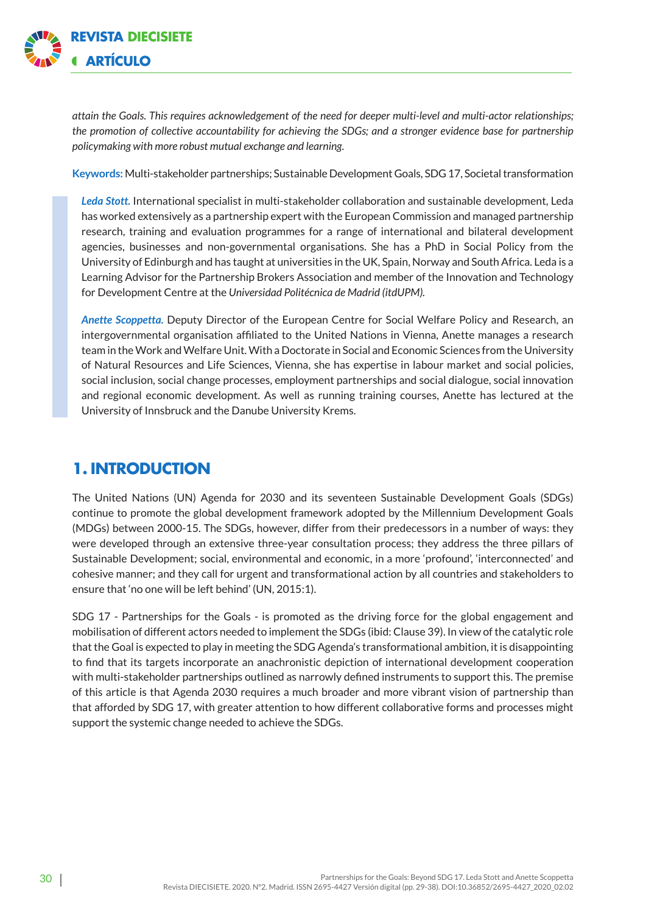*attain the Goals. This requires acknowledgement of the need for deeper multi-level and multi-actor relationships; the promotion of collective accountability for achieving the SDGs; and a stronger evidence base for partnership policymaking with more robust mutual exchange and learning.*

**Keywords:** Multi-stakeholder partnerships; Sustainable Development Goals, SDG 17, Societal transformation

> ***Leda Stott.*** International specialist in multi-stakeholder collaboration and sustainable development, Leda has worked extensively as a partnership expert with the European Commission and managed partnership research, training and evaluation programmes for a range of international and bilateral development agencies, businesses and non-governmental organisations. She has a PhD in Social Policy from the University of Edinburgh and has taught at universities in the UK, Spain, Norway and South Africa. Leda is a Learning Advisor for the Partnership Brokers Association and member of the Innovation and Technology for Development Centre at the *Universidad Politécnica de Madrid (itdUPM).*
>
> ***Anette Scoppetta.*** Deputy Director of the European Centre for Social Welfare Policy and Research, an intergovernmental organisation affiliated to the United Nations in Vienna, Anette manages a research team in the Work and Welfare Unit. With a Doctorate in Social and Economic Sciences from the University of Natural Resources and Life Sciences, Vienna, she has expertise in labour market and social policies, social inclusion, social change processes, employment partnerships and social dialogue, social innovation and regional economic development. As well as running training courses, Anette has lectured at the University of Innsbruck and the Danube University Krems.

## 1. INTRODUCTION

The United Nations (UN) Agenda for 2030 and its seventeen Sustainable Development Goals (SDGs) continue to promote the global development framework adopted by the Millennium Development Goals (MDGs) between 2000-15. The SDGs, however, differ from their predecessors in a number of ways: they were developed through an extensive three-year consultation process; they address the three pillars of Sustainable Development; social, environmental and economic, in a more 'profound', 'interconnected' and cohesive manner; and they call for urgent and transformational action by all countries and stakeholders to ensure that 'no one will be left behind' (UN, 2015:1).

SDG 17 - Partnerships for the Goals - is promoted as the driving force for the global engagement and mobilisation of different actors needed to implement the SDGs (ibid: Clause 39). In view of the catalytic role that the Goal is expected to play in meeting the SDG Agenda's transformational ambition, it is disappointing to find that its targets incorporate an anachronistic depiction of international development cooperation with multi-stakeholder partnerships outlined as narrowly defined instruments to support this. The premise of this article is that Agenda 2030 requires a much broader and more vibrant vision of partnership than that afforded by SDG 17, with greater attention to how different collaborative forms and processes might support the systemic change needed to achieve the SDGs.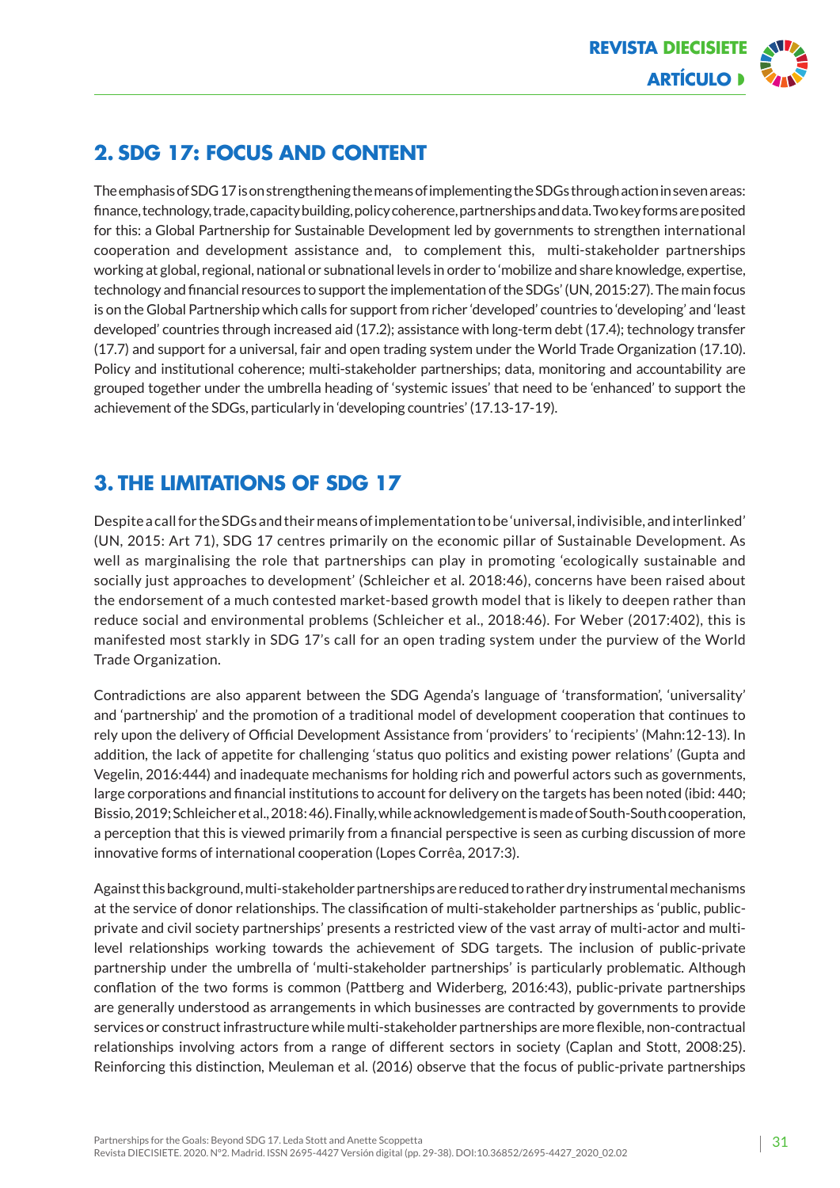## 2. SDG 17: FOCUS AND CONTENT

The emphasis of SDG 17 is on strengthening the means of implementing the SDGs through action in seven areas: finance, technology, trade, capacity building, policy coherence, partnerships and data. Two key forms are posited for this: a Global Partnership for Sustainable Development led by governments to strengthen international cooperation and development assistance and, to complement this, multi-stakeholder partnerships working at global, regional, national or subnational levels in order to 'mobilize and share knowledge, expertise, technology and financial resources to support the implementation of the SDGs' (UN, 2015:27). The main focus is on the Global Partnership which calls for support from richer 'developed' countries to 'developing' and 'least developed' countries through increased aid (17.2); assistance with long-term debt (17.4); technology transfer (17.7) and support for a universal, fair and open trading system under the World Trade Organization (17.10). Policy and institutional coherence; multi-stakeholder partnerships; data, monitoring and accountability are grouped together under the umbrella heading of 'systemic issues' that need to be 'enhanced' to support the achievement of the SDGs, particularly in 'developing countries' (17.13-17-19).

## 3. THE LIMITATIONS OF SDG 17

Despite a call for the SDGs and their means of implementation to be 'universal, indivisible, and interlinked' (UN, 2015: Art 71), SDG 17 centres primarily on the economic pillar of Sustainable Development. As well as marginalising the role that partnerships can play in promoting 'ecologically sustainable and socially just approaches to development' (Schleicher et al. 2018:46), concerns have been raised about the endorsement of a much contested market-based growth model that is likely to deepen rather than reduce social and environmental problems (Schleicher et al., 2018:46). For Weber (2017:402), this is manifested most starkly in SDG 17's call for an open trading system under the purview of the World Trade Organization.

Contradictions are also apparent between the SDG Agenda's language of 'transformation', 'universality' and 'partnership' and the promotion of a traditional model of development cooperation that continues to rely upon the delivery of Official Development Assistance from 'providers' to 'recipients' (Mahn:12-13). In addition, the lack of appetite for challenging 'status quo politics and existing power relations' (Gupta and Vegelin, 2016:444) and inadequate mechanisms for holding rich and powerful actors such as governments, large corporations and financial institutions to account for delivery on the targets has been noted (ibid: 440; Bissio, 2019; Schleicher et al., 2018: 46). Finally, while acknowledgement is made of South-South cooperation, a perception that this is viewed primarily from a financial perspective is seen as curbing discussion of more innovative forms of international cooperation (Lopes Corrêa, 2017:3).

Against this background, multi-stakeholder partnerships are reduced to rather dry instrumental mechanisms at the service of donor relationships. The classification of multi-stakeholder partnerships as 'public, public-private and civil society partnerships' presents a restricted view of the vast array of multi-actor and multi-level relationships working towards the achievement of SDG targets. The inclusion of public-private partnership under the umbrella of 'multi-stakeholder partnerships' is particularly problematic. Although conflation of the two forms is common (Pattberg and Widerberg, 2016:43), public-private partnerships are generally understood as arrangements in which businesses are contracted by governments to provide services or construct infrastructure while multi-stakeholder partnerships are more flexible, non-contractual relationships involving actors from a range of different sectors in society (Caplan and Stott, 2008:25). Reinforcing this distinction, Meuleman et al. (2016) observe that the focus of public-private partnerships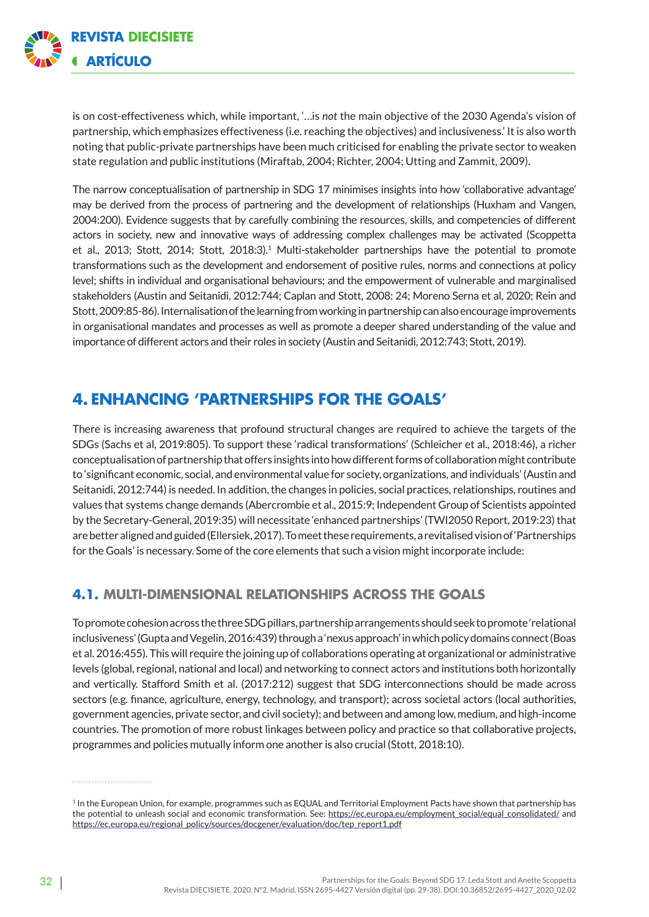is on cost-effectiveness which, while important, '…is *not* the main objective of the 2030 Agenda's vision of partnership, which emphasizes effectiveness (i.e. reaching the objectives) and inclusiveness.' It is also worth noting that public-private partnerships have been much criticised for enabling the private sector to weaken state regulation and public institutions (Miraftab, 2004; Richter, 2004; Utting and Zammit, 2009).

The narrow conceptualisation of partnership in SDG 17 minimises insights into how 'collaborative advantage' may be derived from the process of partnering and the development of relationships (Huxham and Vangen, 2004:200). Evidence suggests that by carefully combining the resources, skills, and competencies of different actors in society, new and innovative ways of addressing complex challenges may be activated (Scoppetta et al., 2013; Stott, 2014; Stott, 2018:3).[1] Multi-stakeholder partnerships have the potential to promote transformations such as the development and endorsement of positive rules, norms and connections at policy level; shifts in individual and organisational behaviours; and the empowerment of vulnerable and marginalised stakeholders (Austin and Seitanidi, 2012:744; Caplan and Stott, 2008: 24; Moreno Serna et al, 2020; Rein and Stott, 2009:85-86). Internalisation of the learning from working in partnership can also encourage improvements in organisational mandates and processes as well as promote a deeper shared understanding of the value and importance of different actors and their roles in society (Austin and Seitanidi, 2012:743; Stott, 2019).

## 4. ENHANCING 'PARTNERSHIPS FOR THE GOALS'

There is increasing awareness that profound structural changes are required to achieve the targets of the SDGs (Sachs et al, 2019:805). To support these 'radical transformations' (Schleicher et al., 2018:46), a richer conceptualisation of partnership that offers insights into how different forms of collaboration might contribute to 'significant economic, social, and environmental value for society, organizations, and individuals' (Austin and Seitanidi, 2012:744) is needed. In addition, the changes in policies, social practices, relationships, routines and values that systems change demands (Abercrombie et al., 2015:9; Independent Group of Scientists appointed by the Secretary-General, 2019:35) will necessitate 'enhanced partnerships' (TWI2050 Report, 2019:23) that are better aligned and guided (Ellersiek, 2017). To meet these requirements, a revitalised vision of 'Partnerships for the Goals' is necessary. Some of the core elements that such a vision might incorporate include:

### 4.1. MULTI-DIMENSIONAL RELATIONSHIPS ACROSS THE GOALS

To promote cohesion across the three SDG pillars, partnership arrangements should seek to promote 'relational inclusiveness' (Gupta and Vegelin, 2016:439) through a 'nexus approach' in which policy domains connect (Boas et al. 2016:455). This will require the joining up of collaborations operating at organizational or administrative levels (global, regional, national and local) and networking to connect actors and institutions both horizontally and vertically. Stafford Smith et al. (2017:212) suggest that SDG interconnections should be made across sectors (e.g. finance, agriculture, energy, technology, and transport); across societal actors (local authorities, government agencies, private sector, and civil society); and between and among low, medium, and high-income countries. The promotion of more robust linkages between policy and practice so that collaborative projects, programmes and policies mutually inform one another is also crucial (Stott, 2018:10).

[1] In the European Union, for example, programmes such as EQUAL and Territorial Employment Pacts have shown that partnership has the potential to unleash social and economic transformation. See: https://ec.europa.eu/employment_social/equal_consolidated/ and https://ec.europa.eu/regional_policy/sources/docgener/evaluation/doc/tep_report1.pdf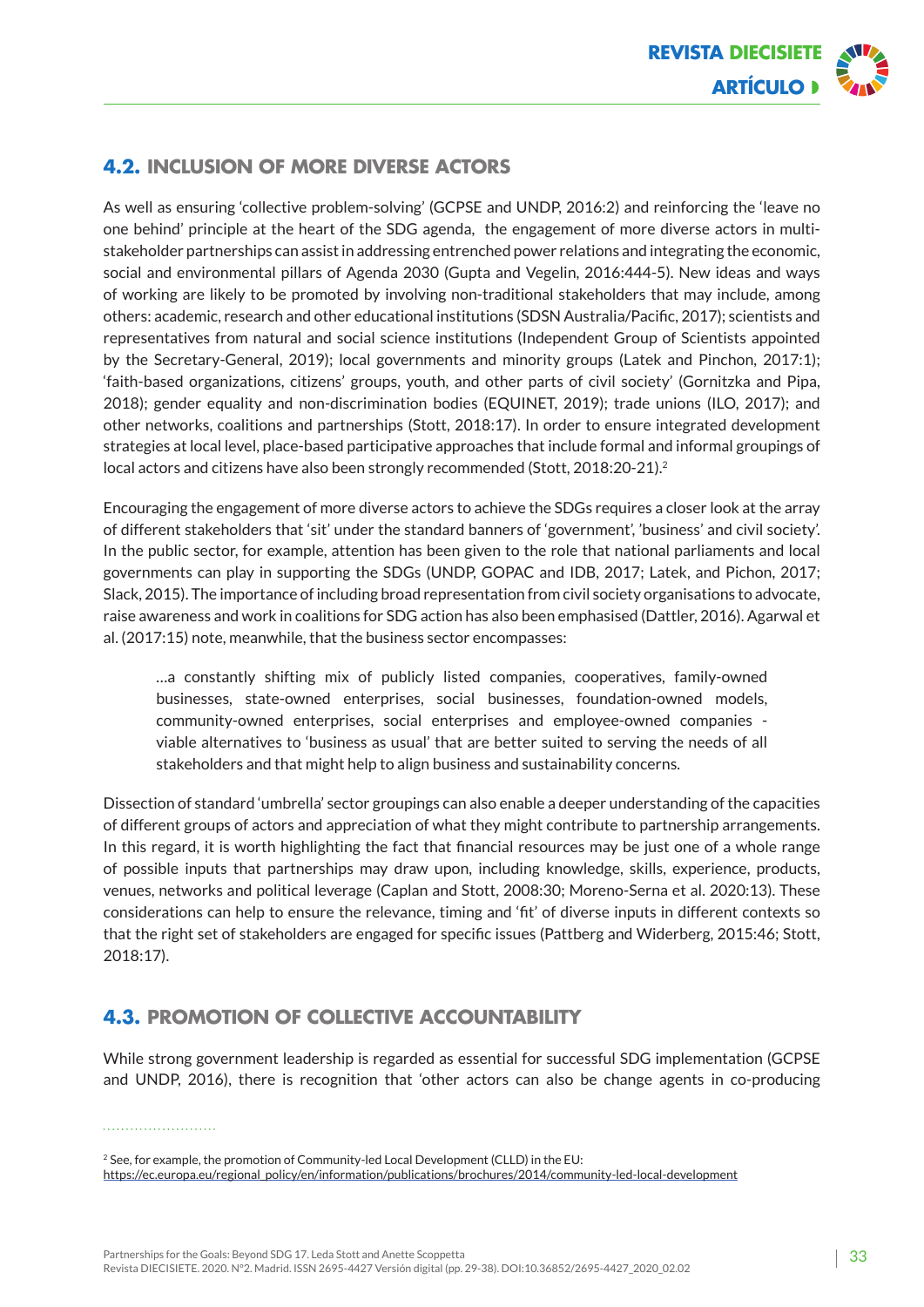## 4.2. INCLUSION OF MORE DIVERSE ACTORS

As well as ensuring 'collective problem-solving' (GCPSE and UNDP, 2016:2) and reinforcing the 'leave no one behind' principle at the heart of the SDG agenda, the engagement of more diverse actors in multi-stakeholder partnerships can assist in addressing entrenched power relations and integrating the economic, social and environmental pillars of Agenda 2030 (Gupta and Vegelin, 2016:444-5). New ideas and ways of working are likely to be promoted by involving non-traditional stakeholders that may include, among others: academic, research and other educational institutions (SDSN Australia/Pacific, 2017); scientists and representatives from natural and social science institutions (Independent Group of Scientists appointed by the Secretary-General, 2019); local governments and minority groups (Latek and Pinchon, 2017:1); 'faith-based organizations, citizens' groups, youth, and other parts of civil society' (Gornitzka and Pipa, 2018); gender equality and non-discrimination bodies (EQUINET, 2019); trade unions (ILO, 2017); and other networks, coalitions and partnerships (Stott, 2018:17). In order to ensure integrated development strategies at local level, place-based participative approaches that include formal and informal groupings of local actors and citizens have also been strongly recommended (Stott, 2018:20-21).[2]

Encouraging the engagement of more diverse actors to achieve the SDGs requires a closer look at the array of different stakeholders that 'sit' under the standard banners of 'government', 'business' and civil society'. In the public sector, for example, attention has been given to the role that national parliaments and local governments can play in supporting the SDGs (UNDP, GOPAC and IDB, 2017; Latek, and Pichon, 2017; Slack, 2015). The importance of including broad representation from civil society organisations to advocate, raise awareness and work in coalitions for SDG action has also been emphasised (Dattler, 2016). Agarwal et al. (2017:15) note, meanwhile, that the business sector encompasses:

> …a constantly shifting mix of publicly listed companies, cooperatives, family-owned businesses, state-owned enterprises, social businesses, foundation-owned models, community-owned enterprises, social enterprises and employee-owned companies - viable alternatives to 'business as usual' that are better suited to serving the needs of all stakeholders and that might help to align business and sustainability concerns.

Dissection of standard 'umbrella' sector groupings can also enable a deeper understanding of the capacities of different groups of actors and appreciation of what they might contribute to partnership arrangements. In this regard, it is worth highlighting the fact that financial resources may be just one of a whole range of possible inputs that partnerships may draw upon, including knowledge, skills, experience, products, venues, networks and political leverage (Caplan and Stott, 2008:30; Moreno-Serna et al. 2020:13). These considerations can help to ensure the relevance, timing and 'fit' of diverse inputs in different contexts so that the right set of stakeholders are engaged for specific issues (Pattberg and Widerberg, 2015:46; Stott, 2018:17).

## 4.3. PROMOTION OF COLLECTIVE ACCOUNTABILITY

While strong government leadership is regarded as essential for successful SDG implementation (GCPSE and UNDP, 2016), there is recognition that 'other actors can also be change agents in co-producing

---

[2] See, for example, the promotion of Community-led Local Development (CLLD) in the EU: https://ec.europa.eu/regional_policy/en/information/publications/brochures/2014/community-led-local-development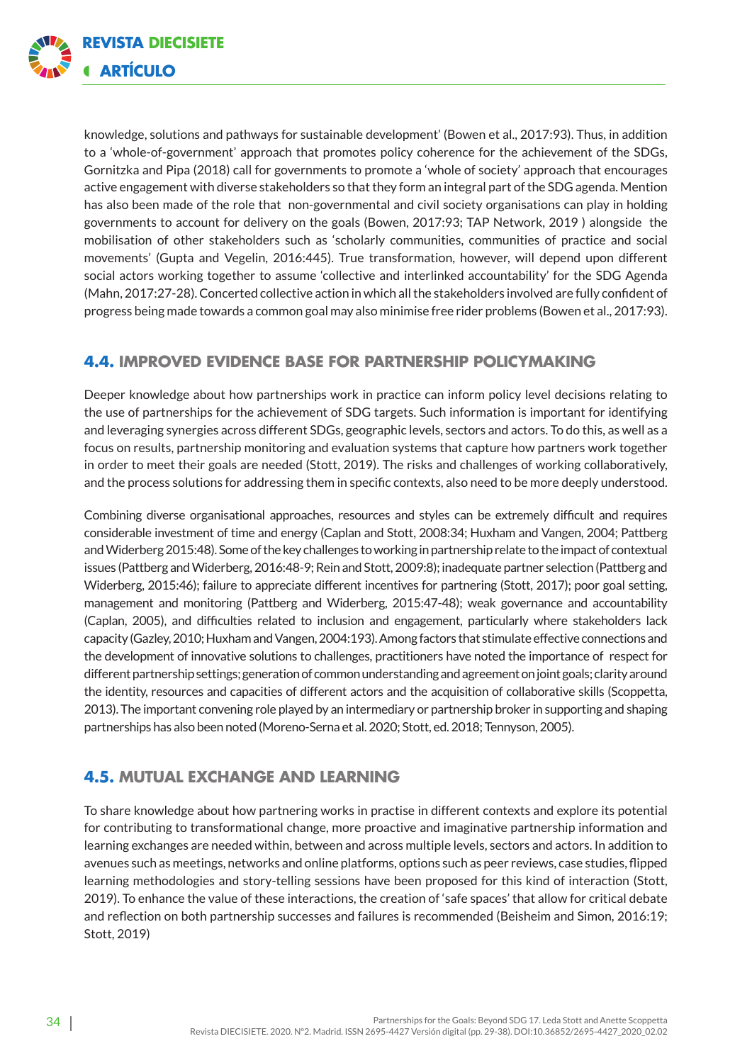knowledge, solutions and pathways for sustainable development' (Bowen et al., 2017:93). Thus, in addition to a 'whole-of-government' approach that promotes policy coherence for the achievement of the SDGs, Gornitzka and Pipa (2018) call for governments to promote a 'whole of society' approach that encourages active engagement with diverse stakeholders so that they form an integral part of the SDG agenda. Mention has also been made of the role that non-governmental and civil society organisations can play in holding governments to account for delivery on the goals (Bowen, 2017:93; TAP Network, 2019 ) alongside the mobilisation of other stakeholders such as 'scholarly communities, communities of practice and social movements' (Gupta and Vegelin, 2016:445). True transformation, however, will depend upon different social actors working together to assume 'collective and interlinked accountability' for the SDG Agenda (Mahn, 2017:27-28). Concerted collective action in which all the stakeholders involved are fully confident of progress being made towards a common goal may also minimise free rider problems (Bowen et al., 2017:93).

## 4.4. IMPROVED EVIDENCE BASE FOR PARTNERSHIP POLICYMAKING

Deeper knowledge about how partnerships work in practice can inform policy level decisions relating to the use of partnerships for the achievement of SDG targets. Such information is important for identifying and leveraging synergies across different SDGs, geographic levels, sectors and actors. To do this, as well as a focus on results, partnership monitoring and evaluation systems that capture how partners work together in order to meet their goals are needed (Stott, 2019). The risks and challenges of working collaboratively, and the process solutions for addressing them in specific contexts, also need to be more deeply understood.

Combining diverse organisational approaches, resources and styles can be extremely difficult and requires considerable investment of time and energy (Caplan and Stott, 2008:34; Huxham and Vangen, 2004; Pattberg and Widerberg 2015:48). Some of the key challenges to working in partnership relate to the impact of contextual issues (Pattberg and Widerberg, 2016:48-9; Rein and Stott, 2009:8); inadequate partner selection (Pattberg and Widerberg, 2015:46); failure to appreciate different incentives for partnering (Stott, 2017); poor goal setting, management and monitoring (Pattberg and Widerberg, 2015:47-48); weak governance and accountability (Caplan, 2005), and difficulties related to inclusion and engagement, particularly where stakeholders lack capacity (Gazley, 2010; Huxham and Vangen, 2004:193). Among factors that stimulate effective connections and the development of innovative solutions to challenges, practitioners have noted the importance of respect for different partnership settings; generation of common understanding and agreement on joint goals; clarity around the identity, resources and capacities of different actors and the acquisition of collaborative skills (Scoppetta, 2013). The important convening role played by an intermediary or partnership broker in supporting and shaping partnerships has also been noted (Moreno-Serna et al. 2020; Stott, ed. 2018; Tennyson, 2005).

## 4.5. MUTUAL EXCHANGE AND LEARNING

To share knowledge about how partnering works in practise in different contexts and explore its potential for contributing to transformational change, more proactive and imaginative partnership information and learning exchanges are needed within, between and across multiple levels, sectors and actors. In addition to avenues such as meetings, networks and online platforms, options such as peer reviews, case studies, flipped learning methodologies and story-telling sessions have been proposed for this kind of interaction (Stott, 2019). To enhance the value of these interactions, the creation of 'safe spaces' that allow for critical debate and reflection on both partnership successes and failures is recommended (Beisheim and Simon, 2016:19; Stott, 2019)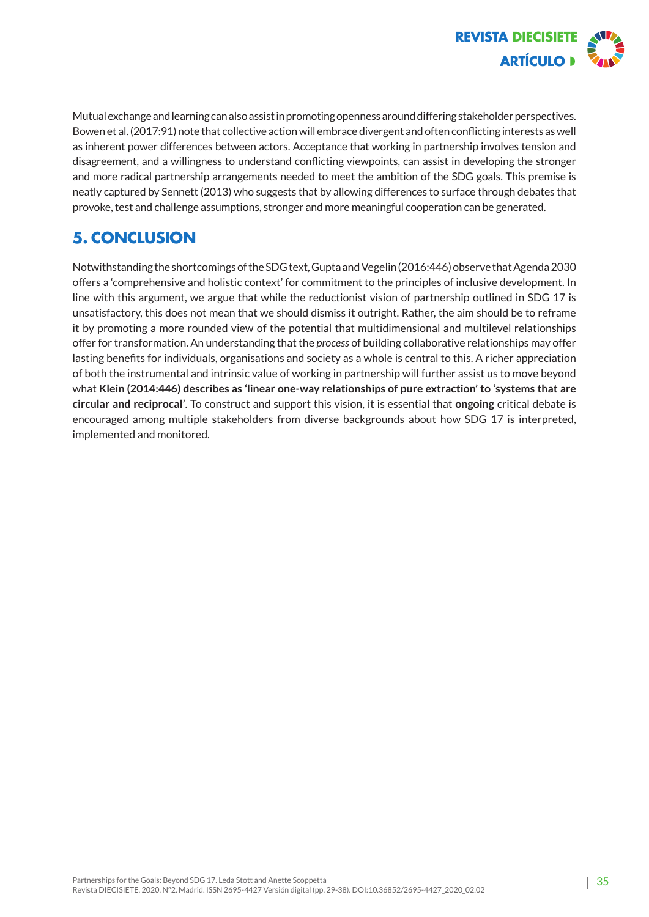Mutual exchange and learning can also assist in promoting openness around differing stakeholder perspectives. Bowen et al. (2017:91) note that collective action will embrace divergent and often conflicting interests as well as inherent power differences between actors. Acceptance that working in partnership involves tension and disagreement, and a willingness to understand conflicting viewpoints, can assist in developing the stronger and more radical partnership arrangements needed to meet the ambition of the SDG goals. This premise is neatly captured by Sennett (2013) who suggests that by allowing differences to surface through debates that provoke, test and challenge assumptions, stronger and more meaningful cooperation can be generated.

## 5. CONCLUSION

Notwithstanding the shortcomings of the SDG text, Gupta and Vegelin (2016:446) observe that Agenda 2030 offers a 'comprehensive and holistic context' for commitment to the principles of inclusive development. In line with this argument, we argue that while the reductionist vision of partnership outlined in SDG 17 is unsatisfactory, this does not mean that we should dismiss it outright. Rather, the aim should be to reframe it by promoting a more rounded view of the potential that multidimensional and multilevel relationships offer for transformation. An understanding that the *process* of building collaborative relationships may offer lasting benefits for individuals, organisations and society as a whole is central to this. A richer appreciation of both the instrumental and intrinsic value of working in partnership will further assist us to move beyond what **Klein (2014:446) describes as 'linear one-way relationships of pure extraction' to 'systems that are circular and reciprocal'**. To construct and support this vision, it is essential that **ongoing** critical debate is encouraged among multiple stakeholders from diverse backgrounds about how SDG 17 is interpreted, implemented and monitored.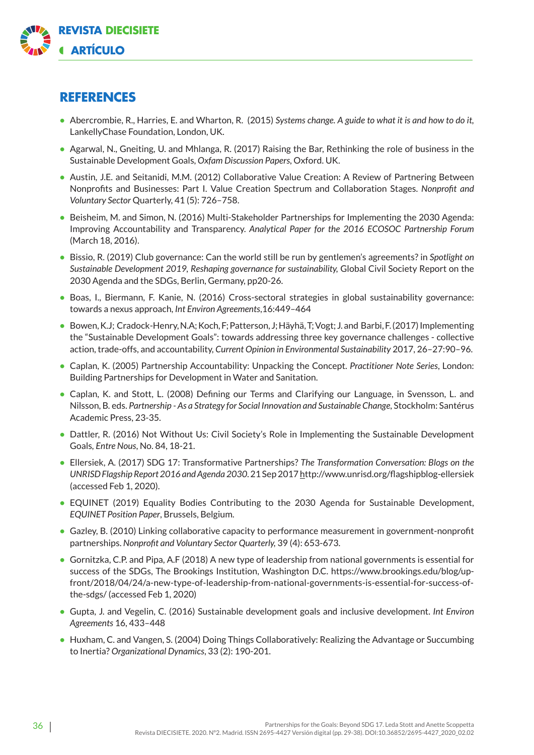## REFERENCES

- Abercrombie, R., Harries, E. and Wharton, R. (2015) *Systems change. A guide to what it is and how to do it,* LankellyChase Foundation, London, UK.
- Agarwal, N., Gneiting, U. and Mhlanga, R. (2017) Raising the Bar, Rethinking the role of business in the Sustainable Development Goals, *Oxfam Discussion Papers*, Oxford. UK.
- Austin, J.E. and Seitanidi, M.M. (2012) Collaborative Value Creation: A Review of Partnering Between Nonprofits and Businesses: Part I. Value Creation Spectrum and Collaboration Stages. *Nonprofit and Voluntary Sector* Quarterly, 41 (5): 726–758.
- Beisheim, M. and Simon, N. (2016) Multi-Stakeholder Partnerships for Implementing the 2030 Agenda: Improving Accountability and Transparency. *Analytical Paper for the 2016 ECOSOC Partnership Forum* (March 18, 2016).
- Bissio, R. (2019) Club governance: Can the world still be run by gentlemen's agreements? in *Spotlight on Sustainable Development 2019, Reshaping governance for sustainability,* Global Civil Society Report on the 2030 Agenda and the SDGs, Berlin, Germany, pp20-26.
- Boas, I., Biermann, F. Kanie, N. (2016) Cross-sectoral strategies in global sustainability governance: towards a nexus approach, *Int Environ Agreements*,16:449–464
- Bowen, K.J; Cradock-Henry, N.A; Koch, F; Patterson, J; Häyhä, T; Vogt; J. and Barbi, F. (2017) Implementing the "Sustainable Development Goals": towards addressing three key governance challenges - collective action, trade-offs, and accountability, *Current Opinion in Environmental Sustainability* 2017, 26–27:90–96.
- Caplan, K. (2005) Partnership Accountability: Unpacking the Concept. *Practitioner Note Series*, London: Building Partnerships for Development in Water and Sanitation.
- Caplan, K. and Stott, L. (2008) Defining our Terms and Clarifying our Language, in Svensson, L. and Nilsson, B. eds. *Partnership - As a Strategy for Social Innovation and Sustainable Change*, Stockholm: Santérus Academic Press, 23-35.
- Dattler, R. (2016) Not Without Us: Civil Society's Role in Implementing the Sustainable Development Goals, *Entre Nous*, No. 84, 18-21.
- Ellersiek, A. (2017) SDG 17: Transformative Partnerships? *The Transformation Conversation: Blogs on the UNRISD Flagship Report 2016 and Agenda 2030*. 21 Sep 2017 http://www.unrisd.org/flagshipblog-ellersiek (accessed Feb 1, 2020).
- EQUINET (2019) Equality Bodies Contributing to the 2030 Agenda for Sustainable Development, *EQUINET Position Paper*, Brussels, Belgium.
- Gazley, B. (2010) Linking collaborative capacity to performance measurement in government-nonprofit partnerships. *Nonprofit and Voluntary Sector Quarterly,* 39 (4): 653-673.
- Gornitzka, C.P. and Pipa, A.F (2018) A new type of leadership from national governments is essential for success of the SDGs, The Brookings Institution, Washington D.C. https://www.brookings.edu/blog/up-front/2018/04/24/a-new-type-of-leadership-from-national-governments-is-essential-for-success-of-the-sdgs/ (accessed Feb 1, 2020)
- Gupta, J. and Vegelin, C. (2016) Sustainable development goals and inclusive development. *Int Environ Agreements* 16, 433–448
- Huxham, C. and Vangen, S. (2004) Doing Things Collaboratively: Realizing the Advantage or Succumbing to Inertia? *Organizational Dynamics*, 33 (2): 190-201.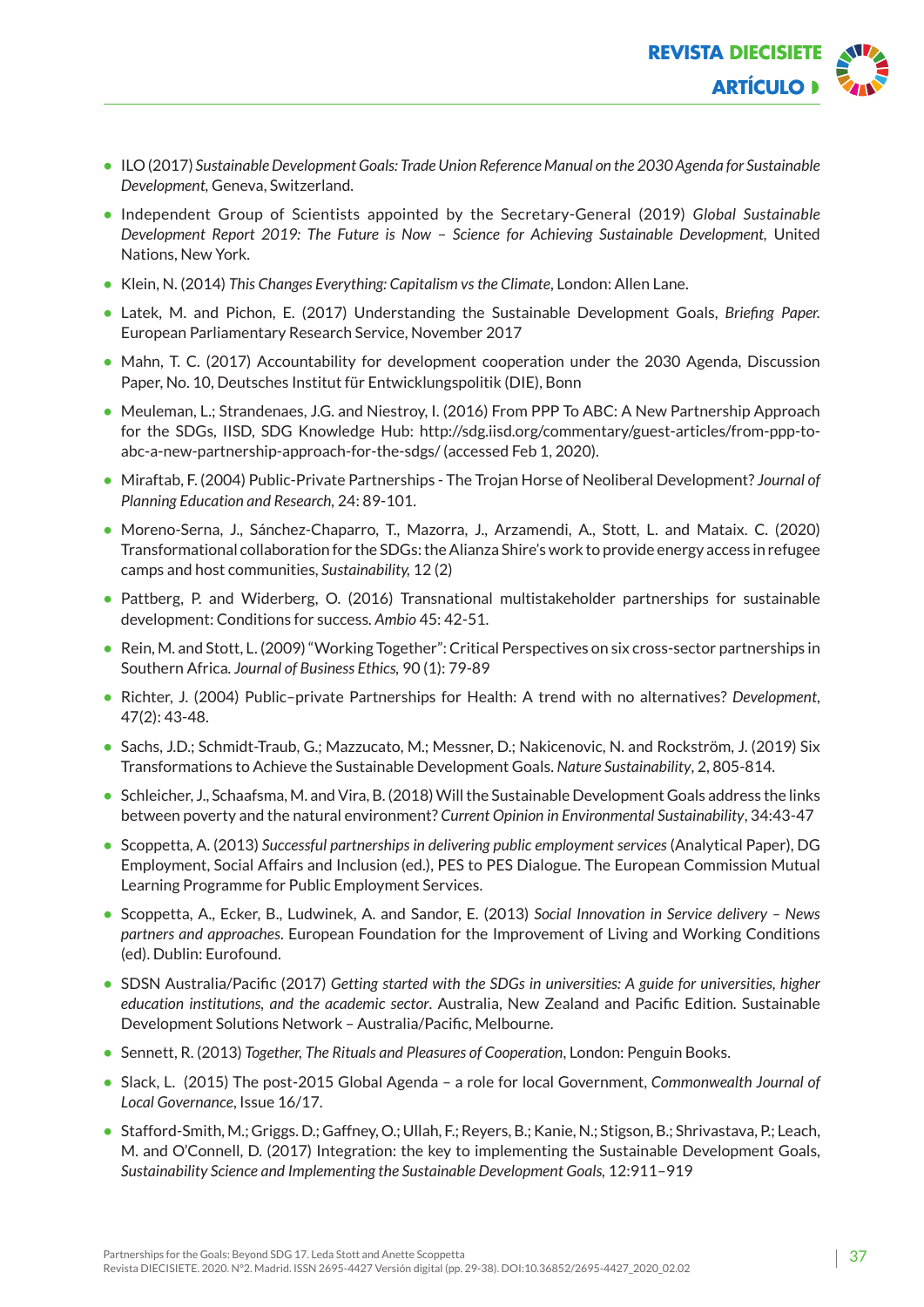- ILO (2017) *Sustainable Development Goals: Trade Union Reference Manual on the 2030 Agenda for Sustainable Development*, Geneva, Switzerland.
- Independent Group of Scientists appointed by the Secretary-General (2019) *Global Sustainable Development Report 2019: The Future is Now – Science for Achieving Sustainable Development*, United Nations, New York.
- Klein, N. (2014) *This Changes Everything: Capitalism vs the Climate*, London: Allen Lane.
- Latek, M. and Pichon, E. (2017) Understanding the Sustainable Development Goals, *Briefing Paper*. European Parliamentary Research Service, November 2017
- Mahn, T. C. (2017) Accountability for development cooperation under the 2030 Agenda, Discussion Paper, No. 10, Deutsches Institut für Entwicklungspolitik (DIE), Bonn
- Meuleman, L.; Strandenaes, J.G. and Niestroy, I. (2016) From PPP To ABC: A New Partnership Approach for the SDGs, IISD, SDG Knowledge Hub: http://sdg.iisd.org/commentary/guest-articles/from-ppp-to-abc-a-new-partnership-approach-for-the-sdgs/ (accessed Feb 1, 2020).
- Miraftab, F. (2004) Public-Private Partnerships - The Trojan Horse of Neoliberal Development? *Journal of Planning Education and Research,* 24: 89-101.
- Moreno-Serna, J., Sánchez-Chaparro, T., Mazorra, J., Arzamendi, A., Stott, L. and Mataix. C. (2020) Transformational collaboration for the SDGs: the Alianza Shire's work to provide energy access in refugee camps and host communities, *Sustainability,* 12 (2)
- Pattberg, P. and Widerberg, O. (2016) Transnational multistakeholder partnerships for sustainable development: Conditions for success. *Ambio* 45: 42-51.
- Rein, M. and Stott, L. (2009) "Working Together": Critical Perspectives on six cross-sector partnerships in Southern Africa*. Journal of Business Ethics,* 90 (1): 79-89
- Richter, J. (2004) Public–private Partnerships for Health: A trend with no alternatives? *Development*, 47(2): 43-48.
- Sachs, J.D.; Schmidt-Traub, G.; Mazzucato, M.; Messner, D.; Nakicenovic, N. and Rockström, J. (2019) Six Transformations to Achieve the Sustainable Development Goals. *Nature Sustainability*, 2, 805-814.
- Schleicher, J., Schaafsma, M. and Vira, B. (2018) Will the Sustainable Development Goals address the links between poverty and the natural environment? *Current Opinion in Environmental Sustainability*, 34:43-47
- Scoppetta, A. (2013) *Successful partnerships in delivering public employment services* (Analytical Paper), DG Employment, Social Affairs and Inclusion (ed.), PES to PES Dialogue. The European Commission Mutual Learning Programme for Public Employment Services.
- Scoppetta, A., Ecker, B., Ludwinek, A. and Sandor, E. (2013) *Social Innovation in Service delivery – News partners and approaches*. European Foundation for the Improvement of Living and Working Conditions (ed). Dublin: Eurofound.
- SDSN Australia/Pacific (2017) *Getting started with the SDGs in universities: A guide for universities, higher education institutions, and the academic sector*. Australia, New Zealand and Pacific Edition. Sustainable Development Solutions Network – Australia/Pacific, Melbourne.
- Sennett, R. (2013) *Together, The Rituals and Pleasures of Cooperation*, London: Penguin Books.
- Slack, L. (2015) The post-2015 Global Agenda – a role for local Government, *Commonwealth Journal of Local Governance*, Issue 16/17.
- Stafford-Smith, M.; Griggs. D.; Gaffney, O.; Ullah, F.; Reyers, B.; Kanie, N.; Stigson, B.; Shrivastava, P.; Leach, M. and O'Connell, D. (2017) Integration: the key to implementing the Sustainable Development Goals, *Sustainability Science and Implementing the Sustainable Development Goals,* 12:911–919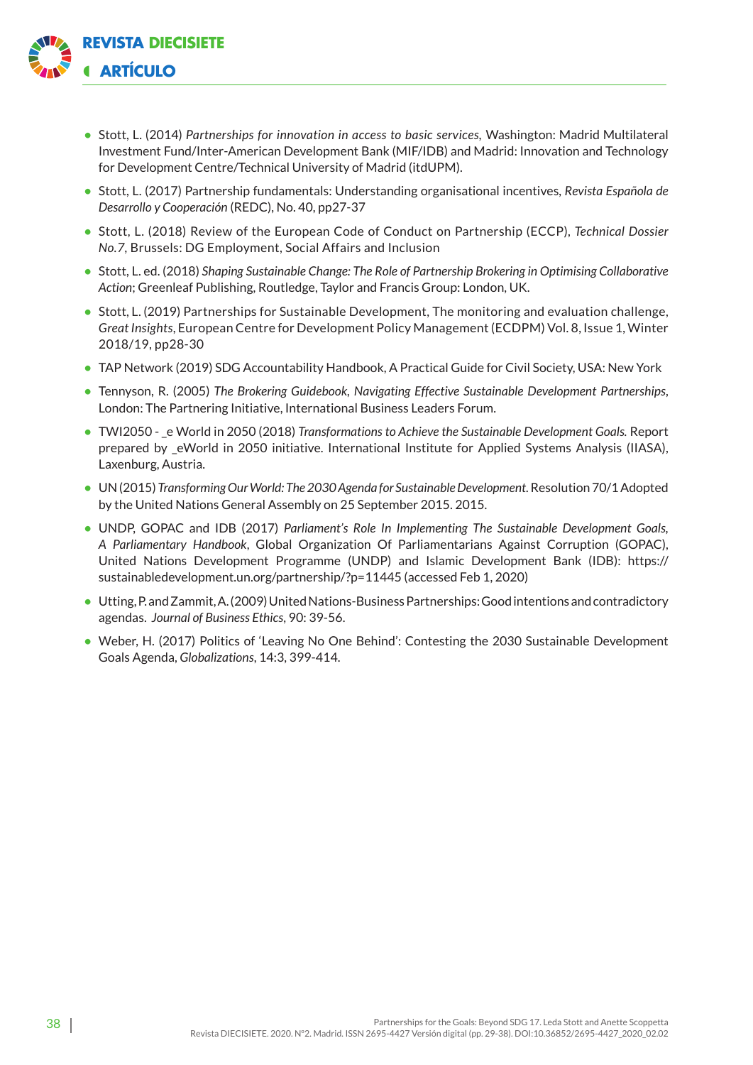- Stott, L. (2014) *Partnerships for innovation in access to basic services*, Washington: Madrid Multilateral Investment Fund/Inter-American Development Bank (MIF/IDB) and Madrid: Innovation and Technology for Development Centre/Technical University of Madrid (itdUPM).
- Stott, L. (2017) Partnership fundamentals: Understanding organisational incentives, *Revista Española de Desarrollo y Cooperación* (REDC), No. 40, pp27-37
- Stott, L. (2018) Review of the European Code of Conduct on Partnership (ECCP), *Technical Dossier No.7*, Brussels: DG Employment, Social Affairs and Inclusion
- Stott, L. ed. (2018) *Shaping Sustainable Change: The Role of Partnership Brokering in Optimising Collaborative Action*; Greenleaf Publishing, Routledge, Taylor and Francis Group: London, UK.
- Stott, L. (2019) Partnerships for Sustainable Development, The monitoring and evaluation challenge, *Great Insights*, European Centre for Development Policy Management (ECDPM) Vol. 8, Issue 1, Winter 2018/19, pp28-30
- TAP Network (2019) SDG Accountability Handbook, A Practical Guide for Civil Society, USA: New York
- Tennyson, R. (2005) *The Brokering Guidebook, Navigating Effective Sustainable Development Partnerships*, London: The Partnering Initiative, International Business Leaders Forum.
- TWI2050 - _e World in 2050 (2018) *Transformations to Achieve the Sustainable Development Goals.* Report prepared by _eWorld in 2050 initiative. International Institute for Applied Systems Analysis (IIASA), Laxenburg, Austria.
- UN (2015) *Transforming Our World: The 2030 Agenda for Sustainable Development*. Resolution 70/1 Adopted by the United Nations General Assembly on 25 September 2015. 2015.
- UNDP, GOPAC and IDB (2017) *Parliament's Role In Implementing The Sustainable Development Goals, A Parliamentary Handbook*, Global Organization Of Parliamentarians Against Corruption (GOPAC), United Nations Development Programme (UNDP) and Islamic Development Bank (IDB): https://sustainabledevelopment.un.org/partnership/?p=11445 (accessed Feb 1, 2020)
- Utting, P. and Zammit, A. (2009) United Nations-Business Partnerships: Good intentions and contradictory agendas. *Journal of Business Ethics*, 90: 39-56.
- Weber, H. (2017) Politics of 'Leaving No One Behind': Contesting the 2030 Sustainable Development Goals Agenda, *Globalizations*, 14:3, 399-414.